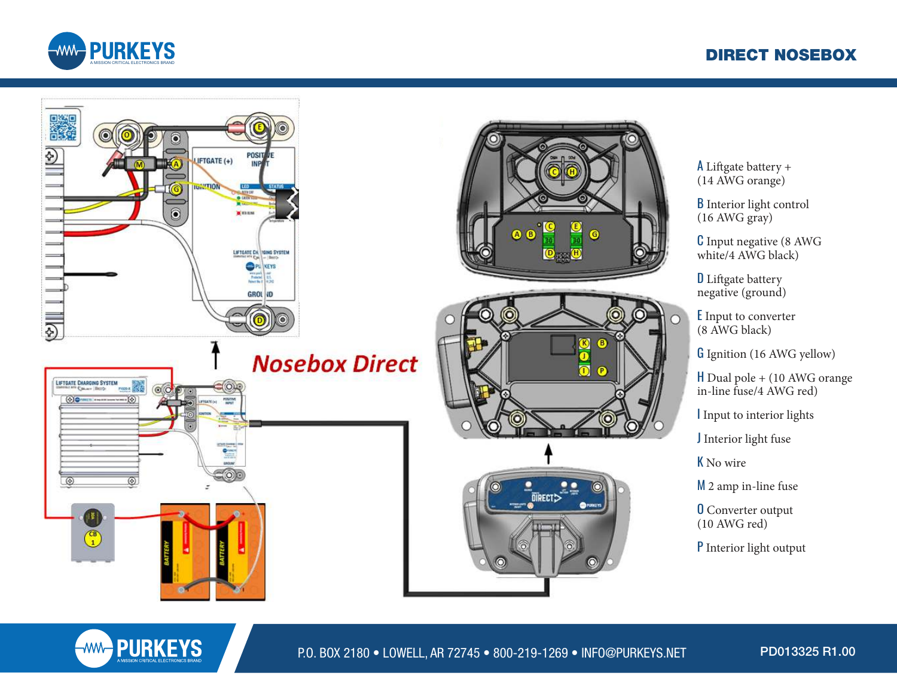# DIRECT NOSEBOX

## Nosebox Direct

**A** Liftgate battery + (14 AWG orange)

**B** Interior light control (16 AWG gray)

**C** Input negative (8 AWG white/4 AWG black)

**D** Liftgate battery negative (ground)

**E** Input to converter (8 AWG black)

**G** Ignition (16 AWG yellow)

**H** Dual pole + (10 AWG orange in-line fuse/4 AWG red)

**I** Input to interior lights

**J** Interior light fuse

**K** No wire

**M** 2 amp in-line fuse

**O** Converter output (10 AWG red)

**P** Interior light output

P.O. BOX 2180 • LOWELL, AR 72745 • 800-219-1269 • INFO@PURKEYS.NET

PD013325 R1.00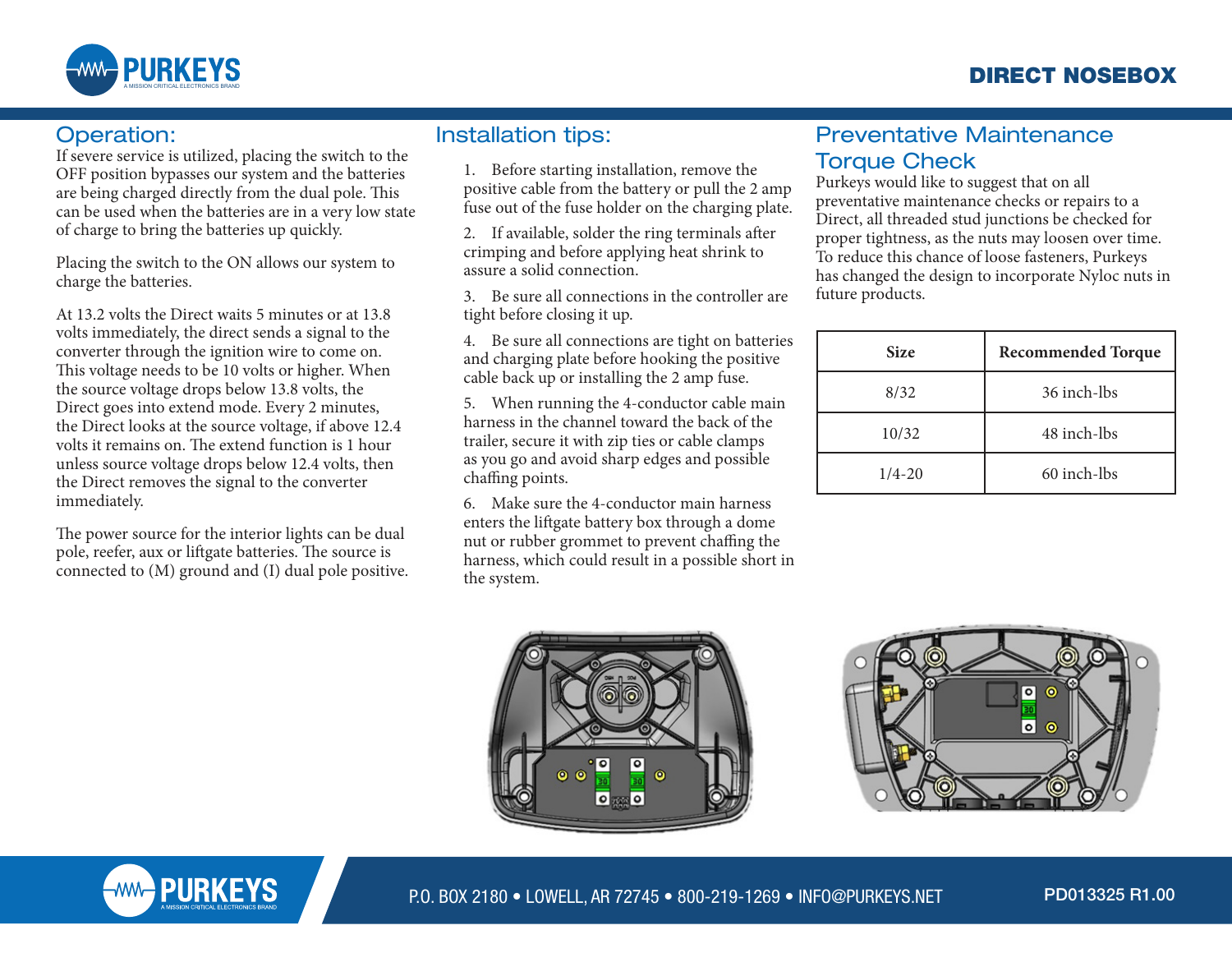# DIRECT NOSEBOX

## Operation:

If severe service is utilized, placing the switch to the OFF position bypasses our system and the batteries are being charged directly from the dual pole. This can be used when the batteries are in a very low state of charge to bring the batteries up quickly.

Placing the switch to the ON allows our system to charge the batteries.

At 13.2 volts the Direct waits 5 minutes or at 13.8 volts immediately, the direct sends a signal to the converter through the ignition wire to come on. This voltage needs to be 10 volts or higher. When the source voltage drops below 13.8 volts, the Direct goes into extend mode. Every 2 minutes, the Direct looks at the source voltage, if above 12.4 volts it remains on. The extend function is 1 hour unless source voltage drops below 12.4 volts, then the Direct removes the signal to the converter immediately.

The power source for the interior lights can be dual pole, reefer, aux or liftgate batteries. The source is connected to (M) ground and (I) dual pole positive.

## Installation tips:

1. Before starting installation, remove the positive cable from the battery or pull the 2 amp fuse out of the fuse holder on the charging plate.
2. If available, solder the ring terminals after crimping and before applying heat shrink to assure a solid connection.
3. Be sure all connections in the controller are tight before closing it up.
4. Be sure all connections are tight on batteries and charging plate before hooking the positive cable back up or installing the 2 amp fuse.
5. When running the 4-conductor cable main harness in the channel toward the back of the trailer, secure it with zip ties or cable clamps as you go and avoid sharp edges and possible chaffing points.
6. Make sure the 4-conductor main harness enters the liftgate battery box through a dome nut or rubber grommet to prevent chaffing the harness, which could result in a possible short in the system.

## Preventative Maintenance Torque Check

Purkeys would like to suggest that on all preventative maintenance checks or repairs to a Direct, all threaded stud junctions be checked for proper tightness, as the nuts may loosen over time. To reduce this chance of loose fasteners, Purkeys has changed the design to incorporate Nyloc nuts in future products.

| Size | Recommended Torque |
|---|---|
| 8/32 | 36 inch-lbs |
| 10/32 | 48 inch-lbs |
| 1/4-20 | 60 inch-lbs |

P.O. BOX 2180 • LOWELL, AR 72745 • 800-219-1269 • INFO@PURKEYS.NET

PD013325 R1.00